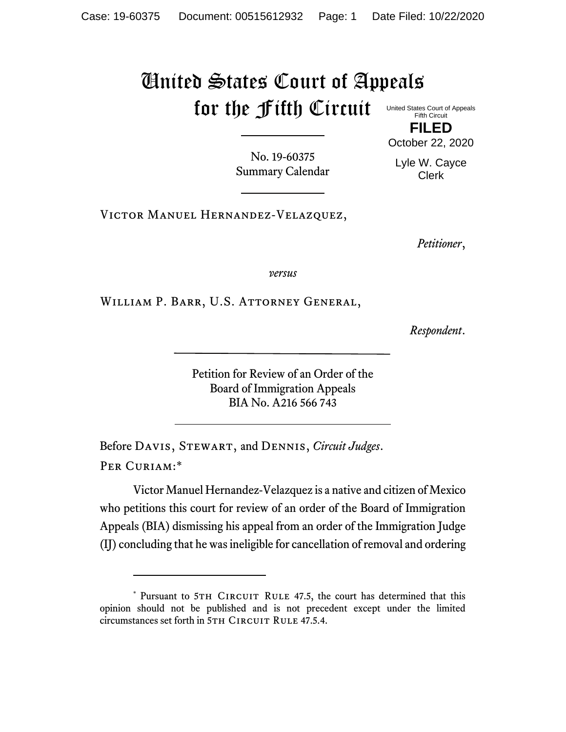# United States Court of Appeals for the Fifth Circuit

United States Court of Appeals
Fifth Circuit

**FILED**

October 22, 2020

Lyle W. Cayce
Clerk

No. 19-60375
Summary Calendar

Victor Manuel Hernandez-Velazquez,

*Petitioner*,

*versus*

William P. Barr, U.S. Attorney General,

*Respondent*.

Petition for Review of an Order of the
Board of Immigration Appeals
BIA No. A216 566 743

Before Davis, Stewart, and Dennis, *Circuit Judges*.

Per Curiam:*

Victor Manuel Hernandez-Velazquez is a native and citizen of Mexico who petitions this court for review of an order of the Board of Immigration Appeals (BIA) dismissing his appeal from an order of the Immigration Judge (IJ) concluding that he was ineligible for cancellation of removal and ordering

---

\* Pursuant to 5th Circuit Rule 47.5, the court has determined that this opinion should not be published and is not precedent except under the limited circumstances set forth in 5th Circuit Rule 47.5.4.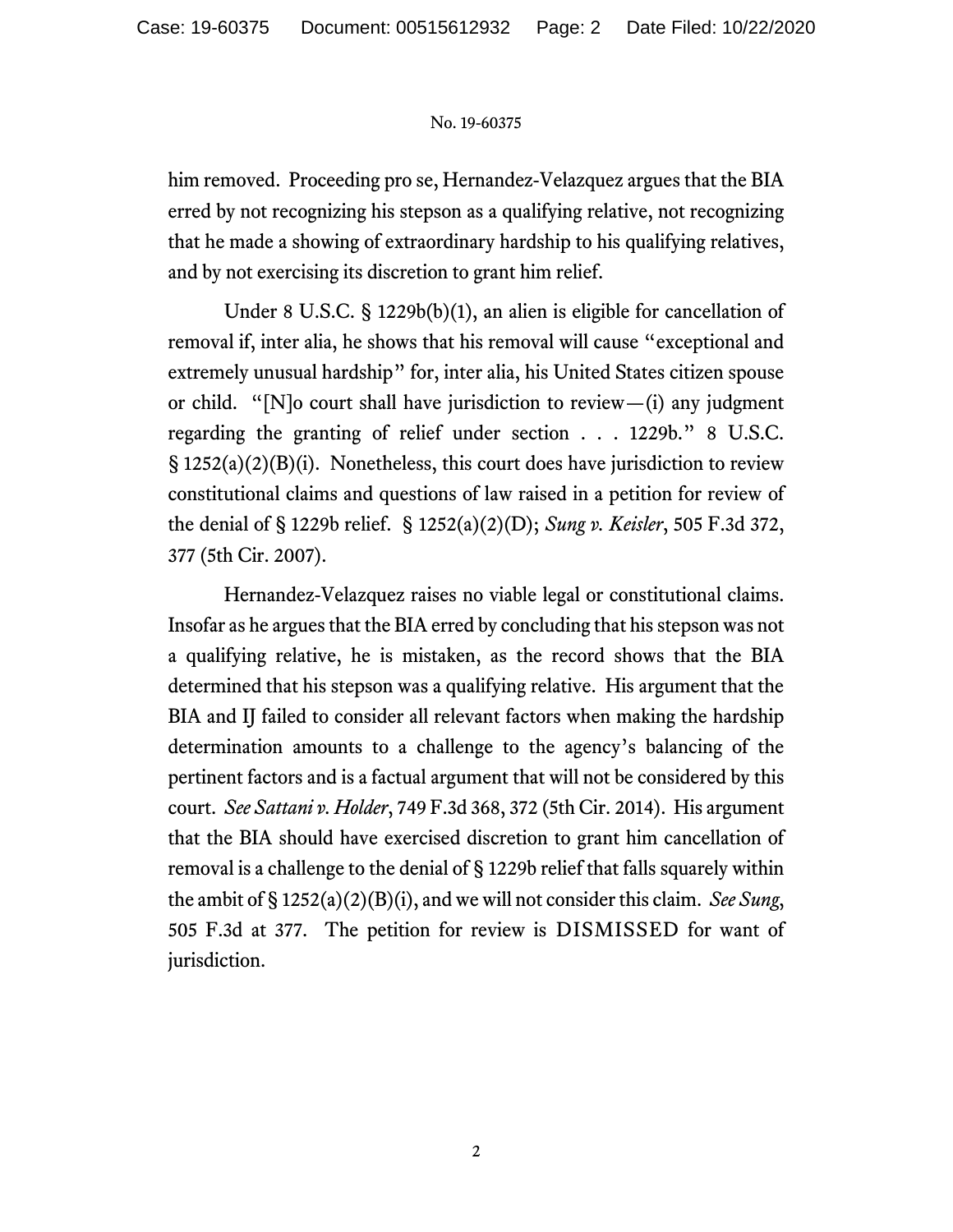him removed. Proceeding pro se, Hernandez-Velazquez argues that the BIA erred by not recognizing his stepson as a qualifying relative, not recognizing that he made a showing of extraordinary hardship to his qualifying relatives, and by not exercising its discretion to grant him relief.

Under 8 U.S.C. § 1229b(b)(1), an alien is eligible for cancellation of removal if, inter alia, he shows that his removal will cause "exceptional and extremely unusual hardship" for, inter alia, his United States citizen spouse or child. "[N]o court shall have jurisdiction to review—(i) any judgment regarding the granting of relief under section . . . 1229b." 8 U.S.C. § 1252(a)(2)(B)(i). Nonetheless, this court does have jurisdiction to review constitutional claims and questions of law raised in a petition for review of the denial of § 1229b relief. § 1252(a)(2)(D); *Sung v. Keisler*, 505 F.3d 372, 377 (5th Cir. 2007).

Hernandez-Velazquez raises no viable legal or constitutional claims. Insofar as he argues that the BIA erred by concluding that his stepson was not a qualifying relative, he is mistaken, as the record shows that the BIA determined that his stepson was a qualifying relative. His argument that the BIA and IJ failed to consider all relevant factors when making the hardship determination amounts to a challenge to the agency's balancing of the pertinent factors and is a factual argument that will not be considered by this court. *See Sattani v. Holder*, 749 F.3d 368, 372 (5th Cir. 2014). His argument that the BIA should have exercised discretion to grant him cancellation of removal is a challenge to the denial of § 1229b relief that falls squarely within the ambit of § 1252(a)(2)(B)(i), and we will not consider this claim. *See Sung*, 505 F.3d at 377. The petition for review is DISMISSED for want of jurisdiction.